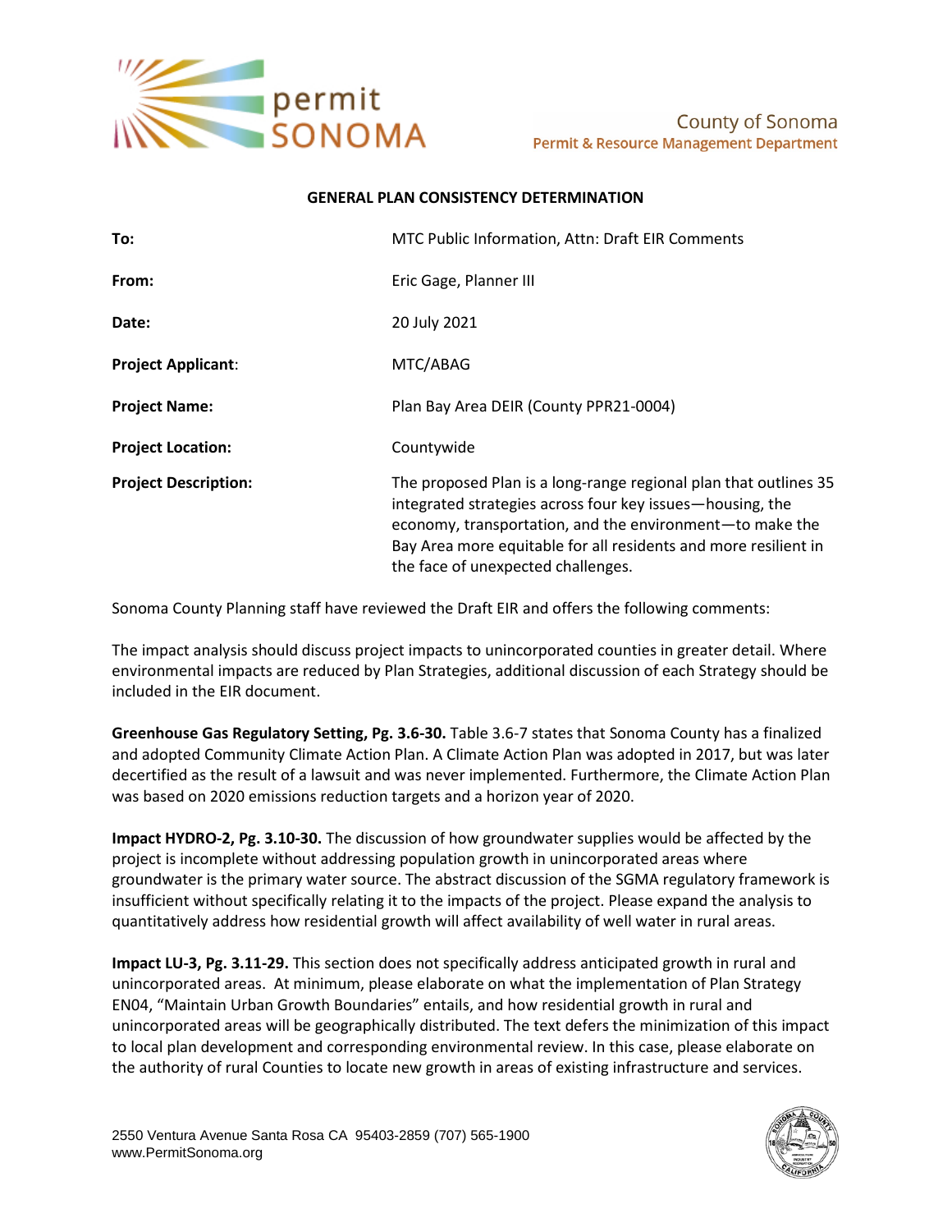permit SONOMA

County of Sonoma
Permit & Resource Management Department

**GENERAL PLAN CONSISTENCY DETERMINATION**

| | |
|---|---|
| **To:** | MTC Public Information, Attn: Draft EIR Comments |
| **From:** | Eric Gage, Planner III |
| **Date:** | 20 July 2021 |
| **Project Applicant:** | MTC/ABAG |
| **Project Name:** | Plan Bay Area DEIR (County PPR21-0004) |
| **Project Location:** | Countywide |
| **Project Description:** | The proposed Plan is a long-range regional plan that outlines 35 integrated strategies across four key issues—housing, the economy, transportation, and the environment—to make the Bay Area more equitable for all residents and more resilient in the face of unexpected challenges. |

Sonoma County Planning staff have reviewed the Draft EIR and offers the following comments:

The impact analysis should discuss project impacts to unincorporated counties in greater detail. Where environmental impacts are reduced by Plan Strategies, additional discussion of each Strategy should be included in the EIR document.

**Greenhouse Gas Regulatory Setting, Pg. 3.6-30.** Table 3.6-7 states that Sonoma County has a finalized and adopted Community Climate Action Plan. A Climate Action Plan was adopted in 2017, but was later decertified as the result of a lawsuit and was never implemented. Furthermore, the Climate Action Plan was based on 2020 emissions reduction targets and a horizon year of 2020.

**Impact HYDRO-2, Pg. 3.10-30.** The discussion of how groundwater supplies would be affected by the project is incomplete without addressing population growth in unincorporated areas where groundwater is the primary water source. The abstract discussion of the SGMA regulatory framework is insufficient without specifically relating it to the impacts of the project. Please expand the analysis to quantitatively address how residential growth will affect availability of well water in rural areas.

**Impact LU-3, Pg. 3.11-29.** This section does not specifically address anticipated growth in rural and unincorporated areas. At minimum, please elaborate on what the implementation of Plan Strategy EN04, "Maintain Urban Growth Boundaries" entails, and how residential growth in rural and unincorporated areas will be geographically distributed. The text defers the minimization of this impact to local plan development and corresponding environmental review. In this case, please elaborate on the authority of rural Counties to locate new growth in areas of existing infrastructure and services.

2550 Ventura Avenue Santa Rosa CA 95403-2859 (707) 565-1900
www.PermitSonoma.org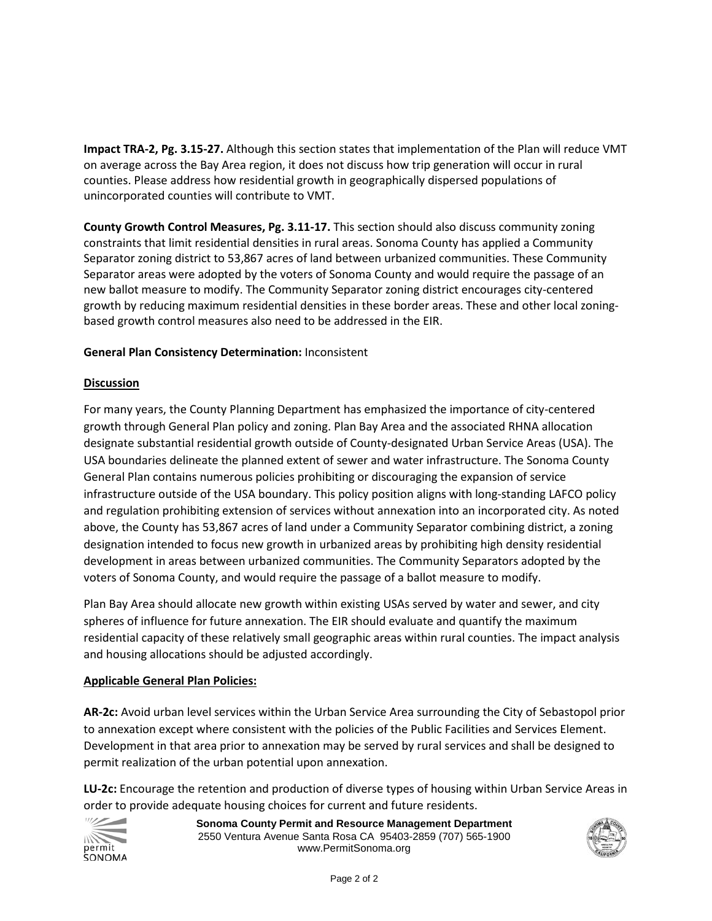**Impact TRA-2, Pg. 3.15-27.** Although this section states that implementation of the Plan will reduce VMT on average across the Bay Area region, it does not discuss how trip generation will occur in rural counties. Please address how residential growth in geographically dispersed populations of unincorporated counties will contribute to VMT.

**County Growth Control Measures, Pg. 3.11-17.** This section should also discuss community zoning constraints that limit residential densities in rural areas. Sonoma County has applied a Community Separator zoning district to 53,867 acres of land between urbanized communities. These Community Separator areas were adopted by the voters of Sonoma County and would require the passage of an new ballot measure to modify. The Community Separator zoning district encourages city-centered growth by reducing maximum residential densities in these border areas. These and other local zoning-based growth control measures also need to be addressed in the EIR.

**General Plan Consistency Determination:** Inconsistent

**Discussion**

For many years, the County Planning Department has emphasized the importance of city-centered growth through General Plan policy and zoning. Plan Bay Area and the associated RHNA allocation designate substantial residential growth outside of County-designated Urban Service Areas (USA). The USA boundaries delineate the planned extent of sewer and water infrastructure. The Sonoma County General Plan contains numerous policies prohibiting or discouraging the expansion of service infrastructure outside of the USA boundary. This policy position aligns with long-standing LAFCO policy and regulation prohibiting extension of services without annexation into an incorporated city. As noted above, the County has 53,867 acres of land under a Community Separator combining district, a zoning designation intended to focus new growth in urbanized areas by prohibiting high density residential development in areas between urbanized communities. The Community Separators adopted by the voters of Sonoma County, and would require the passage of a ballot measure to modify.

Plan Bay Area should allocate new growth within existing USAs served by water and sewer, and city spheres of influence for future annexation. The EIR should evaluate and quantify the maximum residential capacity of these relatively small geographic areas within rural counties. The impact analysis and housing allocations should be adjusted accordingly.

**Applicable General Plan Policies:**

**AR-2c:** Avoid urban level services within the Urban Service Area surrounding the City of Sebastopol prior to annexation except where consistent with the policies of the Public Facilities and Services Element. Development in that area prior to annexation may be served by rural services and shall be designed to permit realization of the urban potential upon annexation.

**LU-2c:** Encourage the retention and production of diverse types of housing within Urban Service Areas in order to provide adequate housing choices for current and future residents.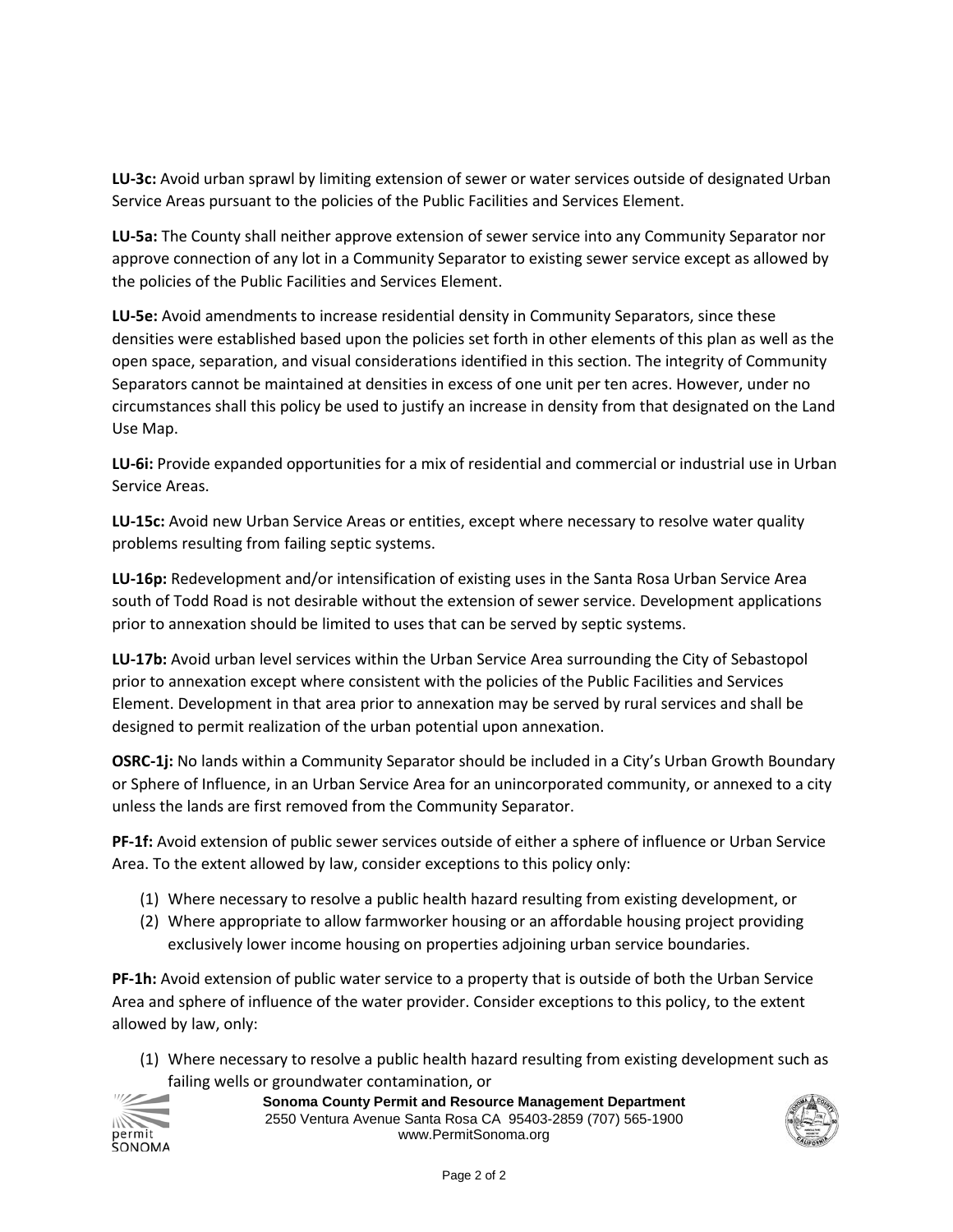**LU-3c:** Avoid urban sprawl by limiting extension of sewer or water services outside of designated Urban Service Areas pursuant to the policies of the Public Facilities and Services Element.

**LU-5a:** The County shall neither approve extension of sewer service into any Community Separator nor approve connection of any lot in a Community Separator to existing sewer service except as allowed by the policies of the Public Facilities and Services Element.

**LU-5e:** Avoid amendments to increase residential density in Community Separators, since these densities were established based upon the policies set forth in other elements of this plan as well as the open space, separation, and visual considerations identified in this section. The integrity of Community Separators cannot be maintained at densities in excess of one unit per ten acres. However, under no circumstances shall this policy be used to justify an increase in density from that designated on the Land Use Map.

**LU-6i:** Provide expanded opportunities for a mix of residential and commercial or industrial use in Urban Service Areas.

**LU-15c:** Avoid new Urban Service Areas or entities, except where necessary to resolve water quality problems resulting from failing septic systems.

**LU-16p:** Redevelopment and/or intensification of existing uses in the Santa Rosa Urban Service Area south of Todd Road is not desirable without the extension of sewer service. Development applications prior to annexation should be limited to uses that can be served by septic systems.

**LU-17b:** Avoid urban level services within the Urban Service Area surrounding the City of Sebastopol prior to annexation except where consistent with the policies of the Public Facilities and Services Element. Development in that area prior to annexation may be served by rural services and shall be designed to permit realization of the urban potential upon annexation.

**OSRC-1j:** No lands within a Community Separator should be included in a City's Urban Growth Boundary or Sphere of Influence, in an Urban Service Area for an unincorporated community, or annexed to a city unless the lands are first removed from the Community Separator.

**PF-1f:** Avoid extension of public sewer services outside of either a sphere of influence or Urban Service Area. To the extent allowed by law, consider exceptions to this policy only:

(1) Where necessary to resolve a public health hazard resulting from existing development, or
(2) Where appropriate to allow farmworker housing or an affordable housing project providing exclusively lower income housing on properties adjoining urban service boundaries.

**PF-1h:** Avoid extension of public water service to a property that is outside of both the Urban Service Area and sphere of influence of the water provider. Consider exceptions to this policy, to the extent allowed by law, only:

(1) Where necessary to resolve a public health hazard resulting from existing development such as failing wells or groundwater contamination, or

**Sonoma County Permit and Resource Management Department**
2550 Ventura Avenue Santa Rosa CA 95403-2859 (707) 565-1900
www.PermitSonoma.org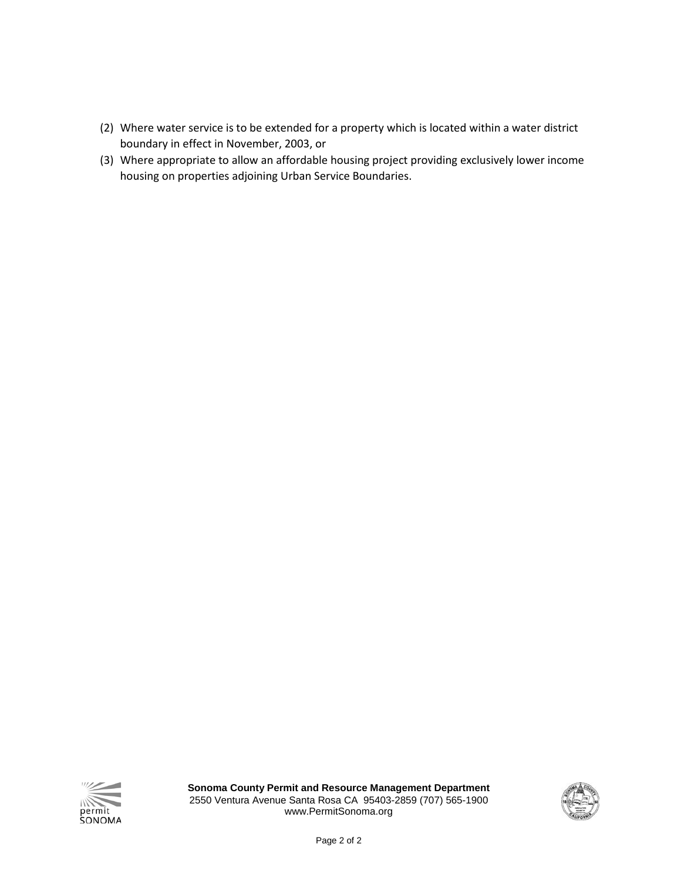(2) Where water service is to be extended for a property which is located within a water district boundary in effect in November, 2003, or
(3) Where appropriate to allow an affordable housing project providing exclusively lower income housing on properties adjoining Urban Service Boundaries.